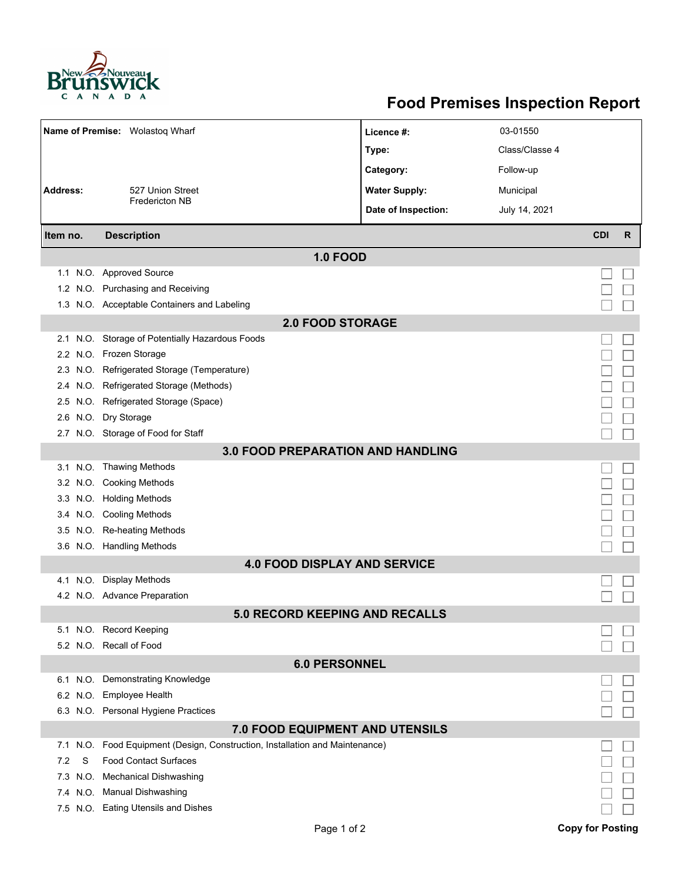# Food Premises Inspection Report

| | | | |
|---|---|---|---|
| **Name of Premise:** | Wolastoq Wharf | **Licence #:** | 03-01550 |
| | | **Type:** | Class/Classe 4 |
| | | **Category:** | Follow-up |
| **Address:** | 527 Union Street<br>Fredericton NB | **Water Supply:** | Municipal |
| | | **Date of Inspection:** | July 14, 2021 |

| Item no. | | Description | CDI | R |
|---|---|---|---|---|
| **1.0 FOOD** | | | | |
| 1.1 | N.O. | Approved Source | ☐ | ☐ |
| 1.2 | N.O. | Purchasing and Receiving | ☐ | ☐ |
| 1.3 | N.O. | Acceptable Containers and Labeling | ☐ | ☐ |
| **2.0 FOOD STORAGE** | | | | |
| 2.1 | N.O. | Storage of Potentially Hazardous Foods | ☐ | ☐ |
| 2.2 | N.O. | Frozen Storage | ☐ | ☐ |
| 2.3 | N.O. | Refrigerated Storage (Temperature) | ☐ | ☐ |
| 2.4 | N.O. | Refrigerated Storage (Methods) | ☐ | ☐ |
| 2.5 | N.O. | Refrigerated Storage (Space) | ☐ | ☐ |
| 2.6 | N.O. | Dry Storage | ☐ | ☐ |
| 2.7 | N.O. | Storage of Food for Staff | ☐ | ☐ |
| **3.0 FOOD PREPARATION AND HANDLING** | | | | |
| 3.1 | N.O. | Thawing Methods | ☐ | ☐ |
| 3.2 | N.O. | Cooking Methods | ☐ | ☐ |
| 3.3 | N.O. | Holding Methods | ☐ | ☐ |
| 3.4 | N.O. | Cooling Methods | ☐ | ☐ |
| 3.5 | N.O. | Re-heating Methods | ☐ | ☐ |
| 3.6 | N.O. | Handling Methods | ☐ | ☐ |
| **4.0 FOOD DISPLAY AND SERVICE** | | | | |
| 4.1 | N.O. | Display Methods | ☐ | ☐ |
| 4.2 | N.O. | Advance Preparation | ☐ | ☐ |
| **5.0 RECORD KEEPING AND RECALLS** | | | | |
| 5.1 | N.O. | Record Keeping | ☐ | ☐ |
| 5.2 | N.O. | Recall of Food | ☐ | ☐ |
| **6.0 PERSONNEL** | | | | |
| 6.1 | N.O. | Demonstrating Knowledge | ☐ | ☐ |
| 6.2 | N.O. | Employee Health | ☐ | ☐ |
| 6.3 | N.O. | Personal Hygiene Practices | ☐ | ☐ |
| **7.0 FOOD EQUIPMENT AND UTENSILS** | | | | |
| 7.1 | N.O. | Food Equipment (Design, Construction, Installation and Maintenance) | ☐ | ☐ |
| 7.2 | S | Food Contact Surfaces | ☐ | ☐ |
| 7.3 | N.O. | Mechanical Dishwashing | ☐ | ☐ |
| 7.4 | N.O. | Manual Dishwashing | ☐ | ☐ |
| 7.5 | N.O. | Eating Utensils and Dishes | ☐ | ☐ |

**Copy for Posting**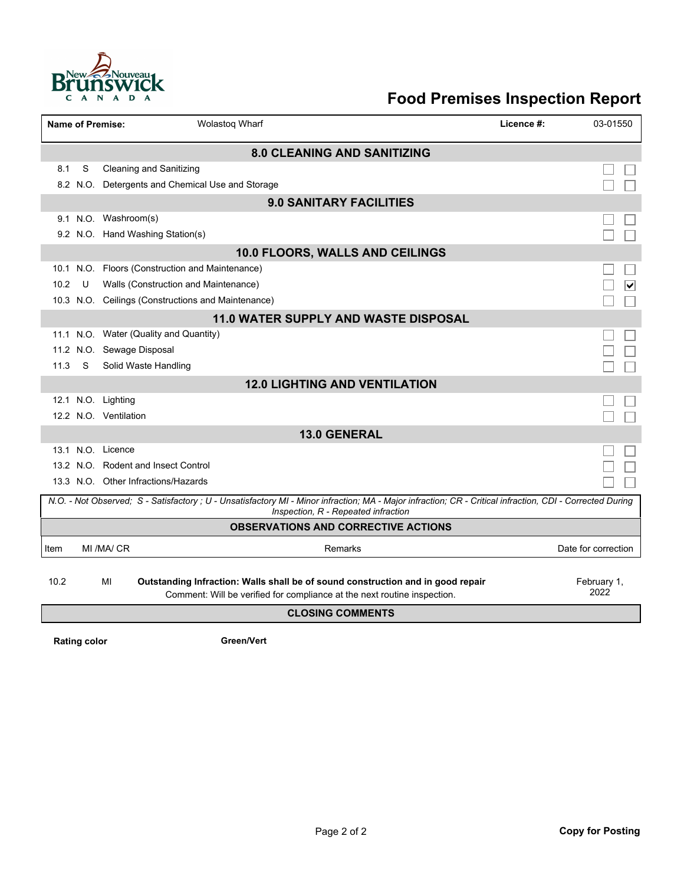# Food Premises Inspection Report

| Name of Premise: | Wolastoq Wharf | Licence #: | 03-01550 |
|---|---|---|---|

## 8.0 CLEANING AND SANITIZING

| | | | | |
|---|---|---|---|---|
| 8.1 | S | Cleaning and Sanitizing | ☐ | ☐ |
| 8.2 | N.O. | Detergents and Chemical Use and Storage | ☐ | ☐ |

## 9.0 SANITARY FACILITIES

| | | | | |
|---|---|---|---|---|
| 9.1 | N.O. | Washroom(s) | ☐ | ☐ |
| 9.2 | N.O. | Hand Washing Station(s) | ☐ | ☐ |

## 10.0 FLOORS, WALLS AND CEILINGS

| | | | | |
|---|---|---|---|---|
| 10.1 | N.O. | Floors (Construction and Maintenance) | ☐ | ☐ |
| 10.2 | U | Walls (Construction and Maintenance) | ☐ | ☑ |
| 10.3 | N.O. | Ceilings (Constructions and Maintenance) | ☐ | ☐ |

## 11.0 WATER SUPPLY AND WASTE DISPOSAL

| | | | | |
|---|---|---|---|---|
| 11.1 | N.O. | Water (Quality and Quantity) | ☐ | ☐ |
| 11.2 | N.O. | Sewage Disposal | ☐ | ☐ |
| 11.3 | S | Solid Waste Handling | ☐ | ☐ |

## 12.0 LIGHTING AND VENTILATION

| | | | | |
|---|---|---|---|---|
| 12.1 | N.O. | Lighting | ☐ | ☐ |
| 12.2 | N.O. | Ventilation | ☐ | ☐ |

## 13.0 GENERAL

| | | | | |
|---|---|---|---|---|
| 13.1 | N.O. | Licence | ☐ | ☐ |
| 13.2 | N.O. | Rodent and Insect Control | ☐ | ☐ |
| 13.3 | N.O. | Other Infractions/Hazards | ☐ | ☐ |

*N.O. - Not Observed; S - Satisfactory ; U - Unsatisfactory MI - Minor infraction; MA - Major infraction; CR - Critical infraction, CDI - Corrected During Inspection, R - Repeated infraction*

## OBSERVATIONS AND CORRECTIVE ACTIONS

| Item | MI /MA/ CR | Remarks | Date for correction |
|---|---|---|---|
| 10.2 | MI | **Outstanding Infraction: Walls shall be of sound construction and in good repair**<br>Comment: Will be verified for compliance at the next routine inspection. | February 1, 2022 |

## CLOSING COMMENTS

**Rating color** **Green/Vert**

**Copy for Posting**